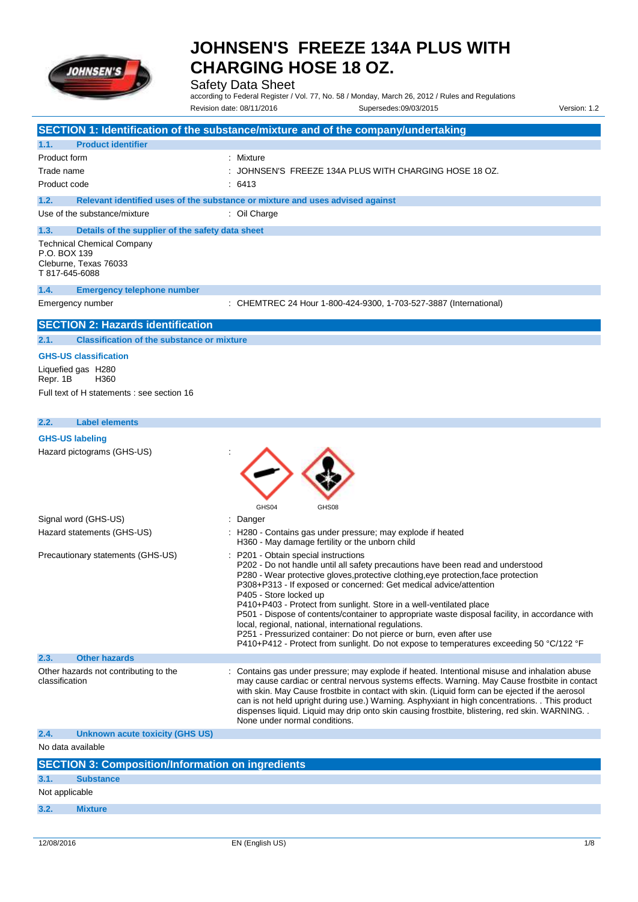# JOHNSEN'S FREEZE 134A PLUS WITH CHARGING HOSE 18 OZ.

Safety Data Sheet

according to Federal Register / Vol. 77, No. 58 / Monday, March 26, 2012 / Rules and Regulations

Revision date: 08/11/2016 Supersedes:09/03/2015 Version: 1.2

## SECTION 1: Identification of the substance/mixture and of the company/undertaking

### 1.1. Product identifier

| | |
|---|---|
| Product form | : Mixture |
| Trade name | : JOHNSEN'S FREEZE 134A PLUS WITH CHARGING HOSE 18 OZ. |
| Product code | : 6413 |

### 1.2. Relevant identified uses of the substance or mixture and uses advised against

| | |
|---|---|
| Use of the substance/mixture | : Oil Charge |

### 1.3. Details of the supplier of the safety data sheet

Technical Chemical Company
P.O. BOX 139
Cleburne, Texas 76033
T 817-645-6088

### 1.4. Emergency telephone number

| | |
|---|---|
| Emergency number | : CHEMTREC 24 Hour 1-800-424-9300, 1-703-527-3887 (International) |

## SECTION 2: Hazards identification

### 2.1. Classification of the substance or mixture

**GHS-US classification**

Liquefied gas H280
Repr. 1B H360

Full text of H statements : see section 16

### 2.2. Label elements

**GHS-US labeling**

Hazard pictograms (GHS-US) :

GHS04 GHS08

Signal word (GHS-US) : Danger

Hazard statements (GHS-US) :
- H280 - Contains gas under pressure; may explode if heated
- H360 - May damage fertility or the unborn child

Precautionary statements (GHS-US) :
- P201 - Obtain special instructions
- P202 - Do not handle until all safety precautions have been read and understood
- P280 - Wear protective gloves,protective clothing,eye protection,face protection
- P308+P313 - If exposed or concerned: Get medical advice/attention
- P405 - Store locked up
- P410+P403 - Protect from sunlight. Store in a well-ventilated place
- P501 - Dispose of contents/container to appropriate waste disposal facility, in accordance with local, regional, national, international regulations.
- P251 - Pressurized container: Do not pierce or burn, even after use
- P410+P412 - Protect from sunlight. Do not expose to temperatures exceeding 50 °C/122 °F

### 2.3. Other hazards

Other hazards not contributing to the classification : Contains gas under pressure; may explode if heated. Intentional misuse and inhalation abuse may cause cardiac or central nervous systems effects. Warning. May Cause frostbite in contact with skin. May Cause frostbite in contact with skin. (Liquid form can be ejected if the aerosol can is not held upright during use.) Warning. Asphyxiant in high concentrations. . This product dispenses liquid. Liquid may drip onto skin causing frostbite, blistering, red skin. WARNING. . None under normal conditions.

### 2.4. Unknown acute toxicity (GHS US)

No data available

## SECTION 3: Composition/Information on ingredients

### 3.1. Substance

Not applicable

### 3.2. Mixture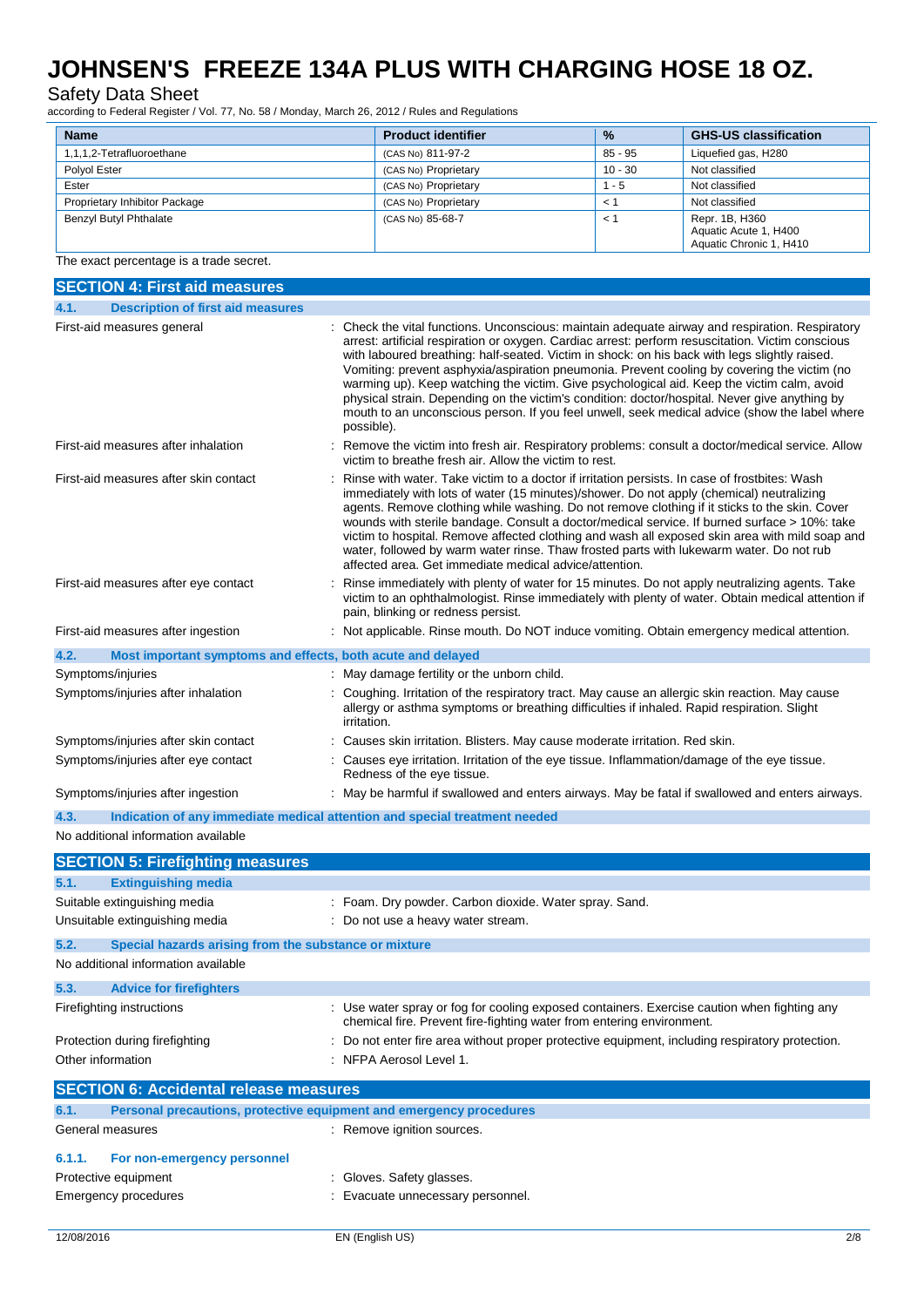| Name | Product identifier | % | GHS-US classification |
|---|---|---|---|
| 1,1,1,2-Tetrafluoroethane | (CAS No) 811-97-2 | 85 - 95 | Liquefied gas, H280 |
| Polyol Ester | (CAS No) Proprietary | 10 - 30 | Not classified |
| Ester | (CAS No) Proprietary | 1 - 5 | Not classified |
| Proprietary Inhibitor Package | (CAS No) Proprietary | < 1 | Not classified |
| Benzyl Butyl Phthalate | (CAS No) 85-68-7 | < 1 | Repr. 1B, H360<br>Aquatic Acute 1, H400<br>Aquatic Chronic 1, H410 |

The exact percentage is a trade secret.

## SECTION 4: First aid measures

### 4.1. Description of first aid measures

First-aid measures general : Check the vital functions. Unconscious: maintain adequate airway and respiration. Respiratory arrest: artificial respiration or oxygen. Cardiac arrest: perform resuscitation. Victim conscious with laboured breathing: half-seated. Victim in shock: on his back with legs slightly raised. Vomiting: prevent asphyxia/aspiration pneumonia. Prevent cooling by covering the victim (no warming up). Keep watching the victim. Give psychological aid. Keep the victim calm, avoid physical strain. Depending on the victim's condition: doctor/hospital. Never give anything by mouth to an unconscious person. If you feel unwell, seek medical advice (show the label where possible).

First-aid measures after inhalation : Remove the victim into fresh air. Respiratory problems: consult a doctor/medical service. Allow victim to breathe fresh air. Allow the victim to rest.

First-aid measures after skin contact : Rinse with water. Take victim to a doctor if irritation persists. In case of frostbites: Wash immediately with lots of water (15 minutes)/shower. Do not apply (chemical) neutralizing agents. Remove clothing while washing. Do not remove clothing if it sticks to the skin. Cover wounds with sterile bandage. Consult a doctor/medical service. If burned surface > 10%: take victim to hospital. Remove affected clothing and wash all exposed skin area with mild soap and water, followed by warm water rinse. Thaw frosted parts with lukewarm water. Do not rub affected area. Get immediate medical advice/attention.

First-aid measures after eye contact : Rinse immediately with plenty of water for 15 minutes. Do not apply neutralizing agents. Take victim to an ophthalmologist. Rinse immediately with plenty of water. Obtain medical attention if pain, blinking or redness persist.

First-aid measures after ingestion : Not applicable. Rinse mouth. Do NOT induce vomiting. Obtain emergency medical attention.

### 4.2. Most important symptoms and effects, both acute and delayed

Symptoms/injuries : May damage fertility or the unborn child.

Symptoms/injuries after inhalation : Coughing. Irritation of the respiratory tract. May cause an allergic skin reaction. May cause allergy or asthma symptoms or breathing difficulties if inhaled. Rapid respiration. Slight irritation.

Symptoms/injuries after skin contact : Causes skin irritation. Blisters. May cause moderate irritation. Red skin.

Symptoms/injuries after eye contact : Causes eye irritation. Irritation of the eye tissue. Inflammation/damage of the eye tissue. Redness of the eye tissue.

Symptoms/injuries after ingestion : May be harmful if swallowed and enters airways. May be fatal if swallowed and enters airways.

### 4.3. Indication of any immediate medical attention and special treatment needed

No additional information available

## SECTION 5: Firefighting measures

### 5.1. Extinguishing media

Suitable extinguishing media : Foam. Dry powder. Carbon dioxide. Water spray. Sand.

Unsuitable extinguishing media : Do not use a heavy water stream.

### 5.2. Special hazards arising from the substance or mixture

No additional information available

### 5.3. Advice for firefighters

Firefighting instructions : Use water spray or fog for cooling exposed containers. Exercise caution when fighting any chemical fire. Prevent fire-fighting water from entering environment.

Protection during firefighting : Do not enter fire area without proper protective equipment, including respiratory protection.

Other information : NFPA Aerosol Level 1.

## SECTION 6: Accidental release measures

### 6.1. Personal precautions, protective equipment and emergency procedures

General measures : Remove ignition sources.

#### 6.1.1. For non-emergency personnel

Protective equipment : Gloves. Safety glasses.

Emergency procedures : Evacuate unnecessary personnel.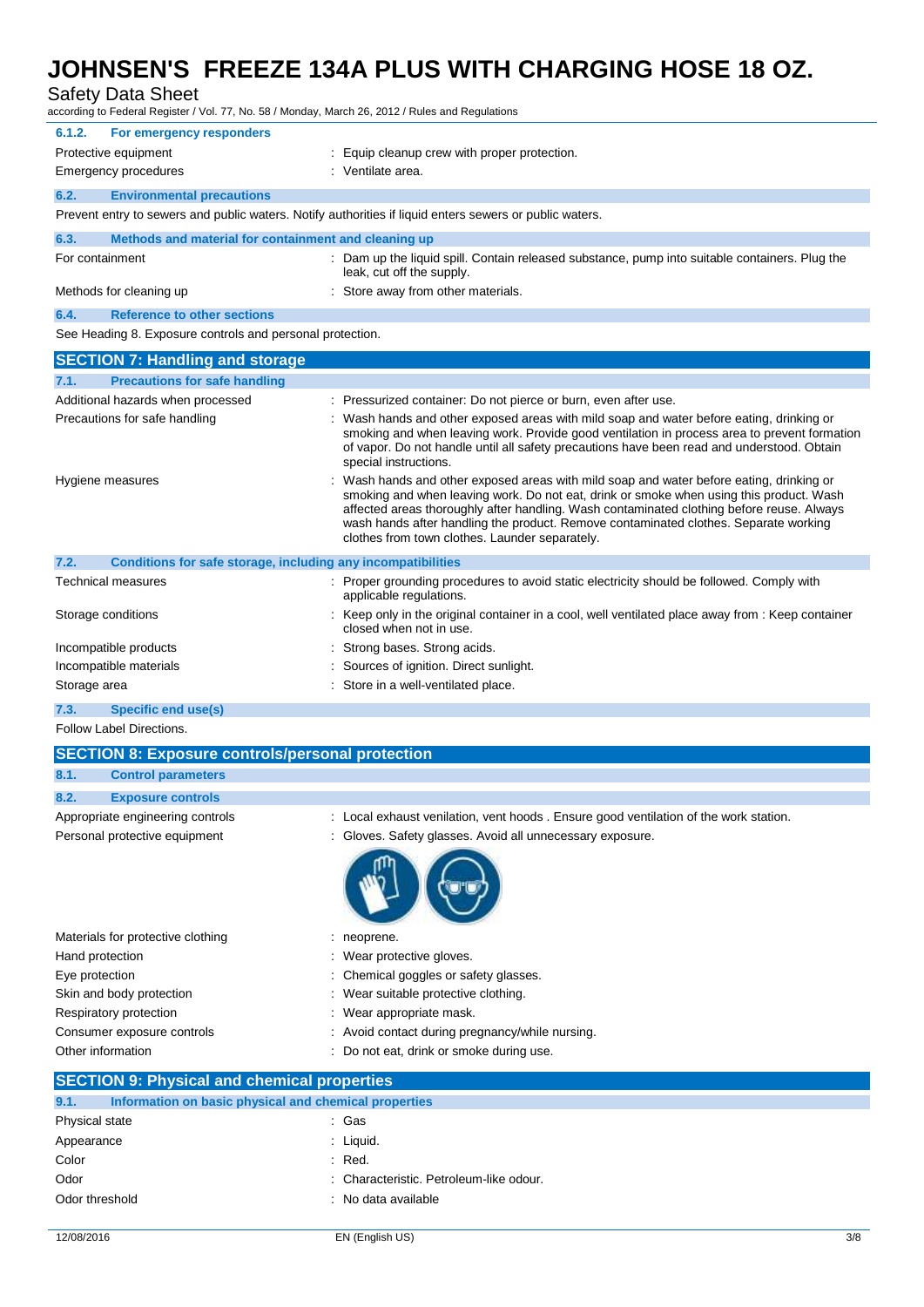# JOHNSEN'S FREEZE 134A PLUS WITH CHARGING HOSE 18 OZ.

Safety Data Sheet

according to Federal Register / Vol. 77, No. 58 / Monday, March 26, 2012 / Rules and Regulations

#### 6.1.2. For emergency responders

| | |
|---|---|
| Protective equipment | : Equip cleanup crew with proper protection. |
| Emergency procedures | : Ventilate area. |

### 6.2. Environmental precautions

Prevent entry to sewers and public waters. Notify authorities if liquid enters sewers or public waters.

### 6.3. Methods and material for containment and cleaning up

| | |
|---|---|
| For containment | : Dam up the liquid spill. Contain released substance, pump into suitable containers. Plug the leak, cut off the supply. |
| Methods for cleaning up | : Store away from other materials. |

### 6.4. Reference to other sections

See Heading 8. Exposure controls and personal protection.

## SECTION 7: Handling and storage

### 7.1. Precautions for safe handling

| | |
|---|---|
| Additional hazards when processed | : Pressurized container: Do not pierce or burn, even after use. |
| Precautions for safe handling | : Wash hands and other exposed areas with mild soap and water before eating, drinking or smoking and when leaving work. Provide good ventilation in process area to prevent formation of vapor. Do not handle until all safety precautions have been read and understood. Obtain special instructions. |
| Hygiene measures | : Wash hands and other exposed areas with mild soap and water before eating, drinking or smoking and when leaving work. Do not eat, drink or smoke when using this product. Wash affected areas thoroughly after handling. Wash contaminated clothing before reuse. Always wash hands after handling the product. Remove contaminated clothes. Separate working clothes from town clothes. Launder separately. |

### 7.2. Conditions for safe storage, including any incompatibilities

| | |
|---|---|
| Technical measures | : Proper grounding procedures to avoid static electricity should be followed. Comply with applicable regulations. |
| Storage conditions | : Keep only in the original container in a cool, well ventilated place away from : Keep container closed when not in use. |
| Incompatible products | : Strong bases. Strong acids. |
| Incompatible materials | : Sources of ignition. Direct sunlight. |
| Storage area | : Store in a well-ventilated place. |

### 7.3. Specific end use(s)

Follow Label Directions.

## SECTION 8: Exposure controls/personal protection

### 8.1. Control parameters

### 8.2. Exposure controls

| | |
|---|---|
| Appropriate engineering controls | : Local exhaust venilation, vent hoods . Ensure good ventilation of the work station. |
| Personal protective equipment | : Gloves. Safety glasses. Avoid all unnecessary exposure. |
| Materials for protective clothing | : neoprene. |
| Hand protection | : Wear protective gloves. |
| Eye protection | : Chemical goggles or safety glasses. |
| Skin and body protection | : Wear suitable protective clothing. |
| Respiratory protection | : Wear appropriate mask. |
| Consumer exposure controls | : Avoid contact during pregnancy/while nursing. |
| Other information | : Do not eat, drink or smoke during use. |

## SECTION 9: Physical and chemical properties

### 9.1. Information on basic physical and chemical properties

| | |
|---|---|
| Physical state | : Gas |
| Appearance | : Liquid. |
| Color | : Red. |
| Odor | : Characteristic. Petroleum-like odour. |
| Odor threshold | : No data available |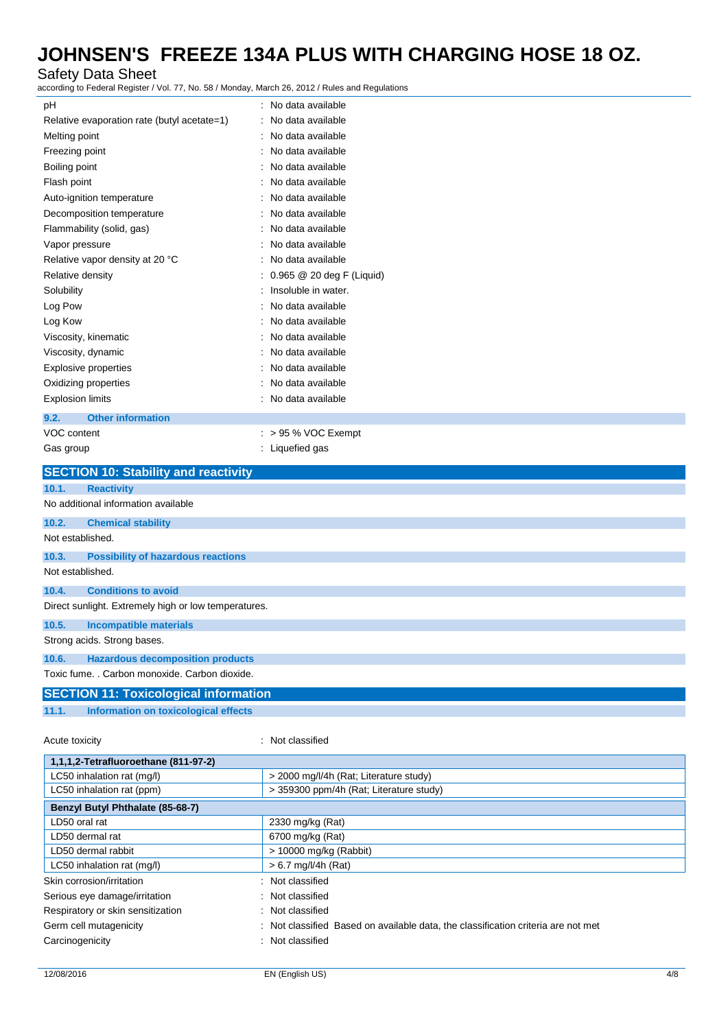| | |
|---|---|
| pH | : No data available |
| Relative evaporation rate (butyl acetate=1) | : No data available |
| Melting point | : No data available |
| Freezing point | : No data available |
| Boiling point | : No data available |
| Flash point | : No data available |
| Auto-ignition temperature | : No data available |
| Decomposition temperature | : No data available |
| Flammability (solid, gas) | : No data available |
| Vapor pressure | : No data available |
| Relative vapor density at 20 °C | : No data available |
| Relative density | : 0.965 @ 20 deg F (Liquid) |
| Solubility | : Insoluble in water. |
| Log Pow | : No data available |
| Log Kow | : No data available |
| Viscosity, kinematic | : No data available |
| Viscosity, dynamic | : No data available |
| Explosive properties | : No data available |
| Oxidizing properties | : No data available |
| Explosion limits | : No data available |

### 9.2. Other information

| | |
|---|---|
| VOC content | : > 95 % VOC Exempt |
| Gas group | : Liquefied gas |

## SECTION 10: Stability and reactivity

### 10.1. Reactivity

No additional information available

### 10.2. Chemical stability

Not established.

### 10.3. Possibility of hazardous reactions

Not established.

### 10.4. Conditions to avoid

Direct sunlight. Extremely high or low temperatures.

### 10.5. Incompatible materials

Strong acids. Strong bases.

### 10.6. Hazardous decomposition products

Toxic fume. . Carbon monoxide. Carbon dioxide.

## SECTION 11: Toxicological information

### 11.1. Information on toxicological effects

Acute toxicity : Not classified

| 1,1,1,2-Tetrafluoroethane (811-97-2) | |
|---|---|
| LC50 inhalation rat (mg/l) | > 2000 mg/l/4h (Rat; Literature study) |
| LC50 inhalation rat (ppm) | > 359300 ppm/4h (Rat; Literature study) |

| Benzyl Butyl Phthalate (85-68-7) | |
|---|---|
| LD50 oral rat | 2330 mg/kg (Rat) |
| LD50 dermal rat | 6700 mg/kg (Rat) |
| LD50 dermal rabbit | > 10000 mg/kg (Rabbit) |
| LC50 inhalation rat (mg/l) | > 6.7 mg/l/4h (Rat) |

| | |
|---|---|
| Skin corrosion/irritation | : Not classified |
| Serious eye damage/irritation | : Not classified |
| Respiratory or skin sensitization | : Not classified |
| Germ cell mutagenicity | : Not classified Based on available data, the classification criteria are not met |
| Carcinogenicity | : Not classified |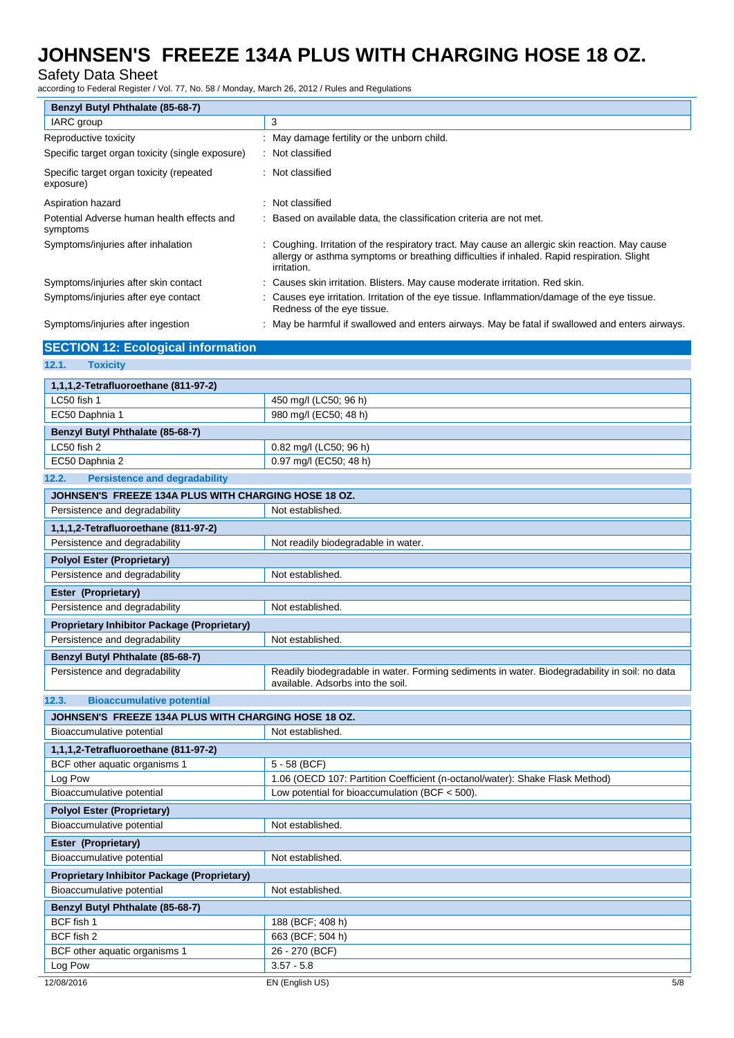| Benzyl Butyl Phthalate (85-68-7) | |
|---|---|
| IARC group | 3 |

| | |
|---|---|
| Reproductive toxicity | : May damage fertility or the unborn child. |
| Specific target organ toxicity (single exposure) | : Not classified |
| Specific target organ toxicity (repeated exposure) | : Not classified |
| Aspiration hazard | : Not classified |
| Potential Adverse human health effects and symptoms | : Based on available data, the classification criteria are not met. |
| Symptoms/injuries after inhalation | : Coughing. Irritation of the respiratory tract. May cause an allergic skin reaction. May cause allergy or asthma symptoms or breathing difficulties if inhaled. Rapid respiration. Slight irritation. |
| Symptoms/injuries after skin contact | : Causes skin irritation. Blisters. May cause moderate irritation. Red skin. |
| Symptoms/injuries after eye contact | : Causes eye irritation. Irritation of the eye tissue. Inflammation/damage of the eye tissue. Redness of the eye tissue. |
| Symptoms/injuries after ingestion | : May be harmful if swallowed and enters airways. May be fatal if swallowed and enters airways. |

## SECTION 12: Ecological information

### 12.1. Toxicity

| 1,1,1,2-Tetrafluoroethane (811-97-2) | |
|---|---|
| LC50 fish 1 | 450 mg/l (LC50; 96 h) |
| EC50 Daphnia 1 | 980 mg/l (EC50; 48 h) |
| **Benzyl Butyl Phthalate (85-68-7)** | |
| LC50 fish 2 | 0.82 mg/l (LC50; 96 h) |
| EC50 Daphnia 2 | 0.97 mg/l (EC50; 48 h) |

### 12.2. Persistence and degradability

| JOHNSEN'S FREEZE 134A PLUS WITH CHARGING HOSE 18 OZ. | |
|---|---|
| Persistence and degradability | Not established. |
| **1,1,1,2-Tetrafluoroethane (811-97-2)** | |
| Persistence and degradability | Not readily biodegradable in water. |
| **Polyol Ester (Proprietary)** | |
| Persistence and degradability | Not established. |
| **Ester (Proprietary)** | |
| Persistence and degradability | Not established. |
| **Proprietary Inhibitor Package (Proprietary)** | |
| Persistence and degradability | Not established. |
| **Benzyl Butyl Phthalate (85-68-7)** | |
| Persistence and degradability | Readily biodegradable in water. Forming sediments in water. Biodegradability in soil: no data available. Adsorbs into the soil. |

### 12.3. Bioaccumulative potential

| JOHNSEN'S FREEZE 134A PLUS WITH CHARGING HOSE 18 OZ. | |
|---|---|
| Bioaccumulative potential | Not established. |
| **1,1,1,2-Tetrafluoroethane (811-97-2)** | |
| BCF other aquatic organisms 1 | 5 - 58 (BCF) |
| Log Pow | 1.06 (OECD 107: Partition Coefficient (n-octanol/water): Shake Flask Method) |
| Bioaccumulative potential | Low potential for bioaccumulation (BCF < 500). |
| **Polyol Ester (Proprietary)** | |
| Bioaccumulative potential | Not established. |
| **Ester (Proprietary)** | |
| Bioaccumulative potential | Not established. |
| **Proprietary Inhibitor Package (Proprietary)** | |
| Bioaccumulative potential | Not established. |
| **Benzyl Butyl Phthalate (85-68-7)** | |
| BCF fish 1 | 188 (BCF; 408 h) |
| BCF fish 2 | 663 (BCF; 504 h) |
| BCF other aquatic organisms 1 | 26 - 270 (BCF) |
| Log Pow | 3.57 - 5.8 |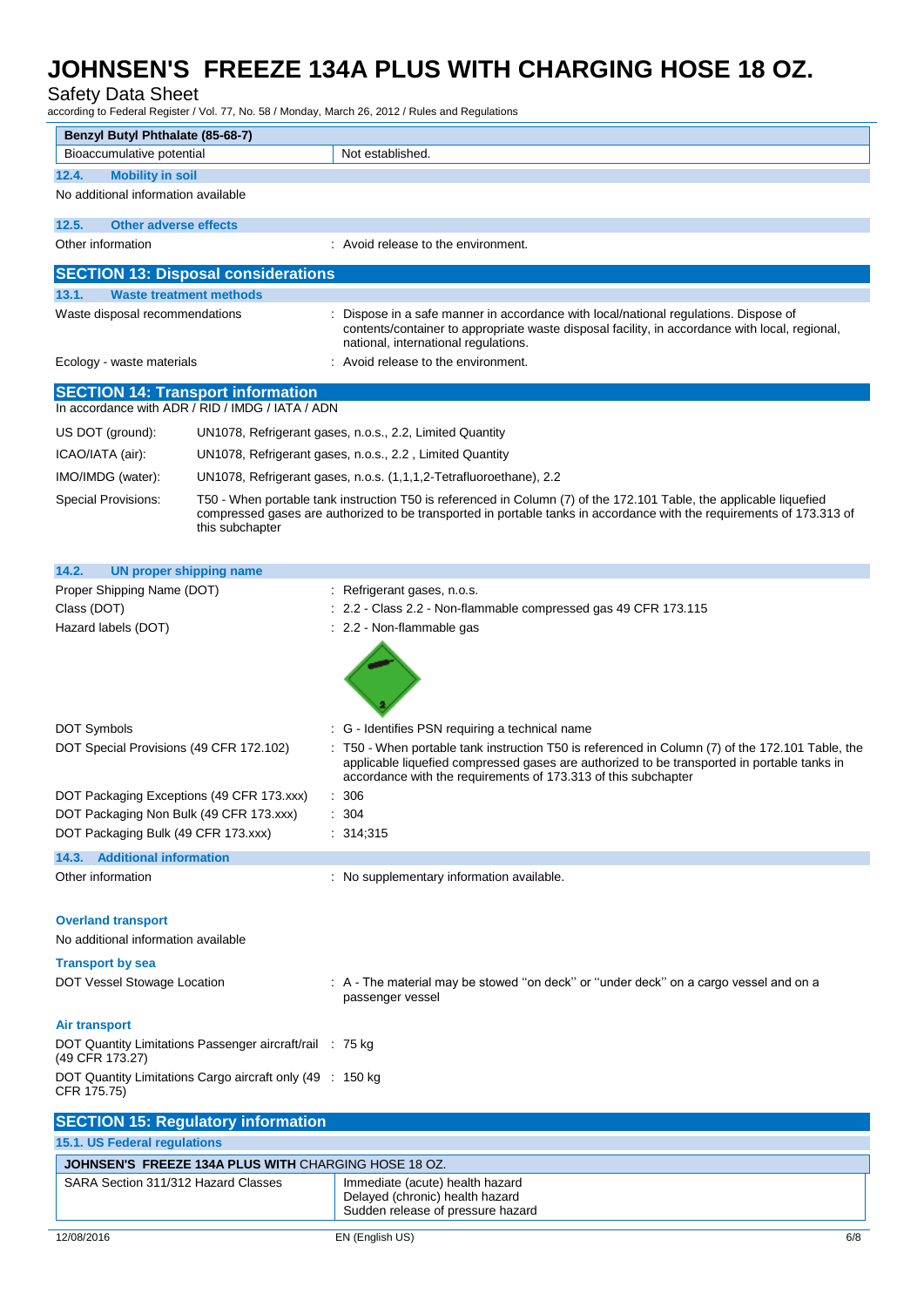| Benzyl Butyl Phthalate (85-68-7) | |
|---|---|
| Bioaccumulative potential | Not established. |

### 12.4. Mobility in soil

No additional information available

### 12.5. Other adverse effects

Other information : Avoid release to the environment.

## SECTION 13: Disposal considerations

### 13.1. Waste treatment methods

Waste disposal recommendations : Dispose in a safe manner in accordance with local/national regulations. Dispose of contents/container to appropriate waste disposal facility, in accordance with local, regional, national, international regulations.

Ecology - waste materials : Avoid release to the environment.

## SECTION 14: Transport information

In accordance with ADR / RID / IMDG / IATA / ADN

US DOT (ground): UN1078, Refrigerant gases, n.o.s., 2.2, Limited Quantity

ICAO/IATA (air): UN1078, Refrigerant gases, n.o.s., 2.2 , Limited Quantity

IMO/IMDG (water): UN1078, Refrigerant gases, n.o.s. (1,1,1,2-Tetrafluoroethane), 2.2

Special Provisions: T50 - When portable tank instruction T50 is referenced in Column (7) of the 172.101 Table, the applicable liquefied compressed gases are authorized to be transported in portable tanks in accordance with the requirements of 173.313 of this subchapter

### 14.2. UN proper shipping name

Proper Shipping Name (DOT) : Refrigerant gases, n.o.s.

Class (DOT) : 2.2 - Class 2.2 - Non-flammable compressed gas 49 CFR 173.115

Hazard labels (DOT) : 2.2 - Non-flammable gas

DOT Symbols : G - Identifies PSN requiring a technical name

DOT Special Provisions (49 CFR 172.102) : T50 - When portable tank instruction T50 is referenced in Column (7) of the 172.101 Table, the applicable liquefied compressed gases are authorized to be transported in portable tanks in accordance with the requirements of 173.313 of this subchapter

DOT Packaging Exceptions (49 CFR 173.xxx) : 306

DOT Packaging Non Bulk (49 CFR 173.xxx) : 304

DOT Packaging Bulk (49 CFR 173.xxx) : 314;315

### 14.3. Additional information

Other information : No supplementary information available.

**Overland transport**

No additional information available

**Transport by sea**

DOT Vessel Stowage Location : A - The material may be stowed "on deck" or "under deck" on a cargo vessel and on a passenger vessel

**Air transport**

DOT Quantity Limitations Passenger aircraft/rail (49 CFR 173.27) : 75 kg

DOT Quantity Limitations Cargo aircraft only (49 CFR 175.75) : 150 kg

## SECTION 15: Regulatory information

### 15.1. US Federal regulations

| JOHNSEN'S FREEZE 134A PLUS WITH CHARGING HOSE 18 OZ. | |
|---|---|
| SARA Section 311/312 Hazard Classes | Immediate (acute) health hazard<br>Delayed (chronic) health hazard<br>Sudden release of pressure hazard |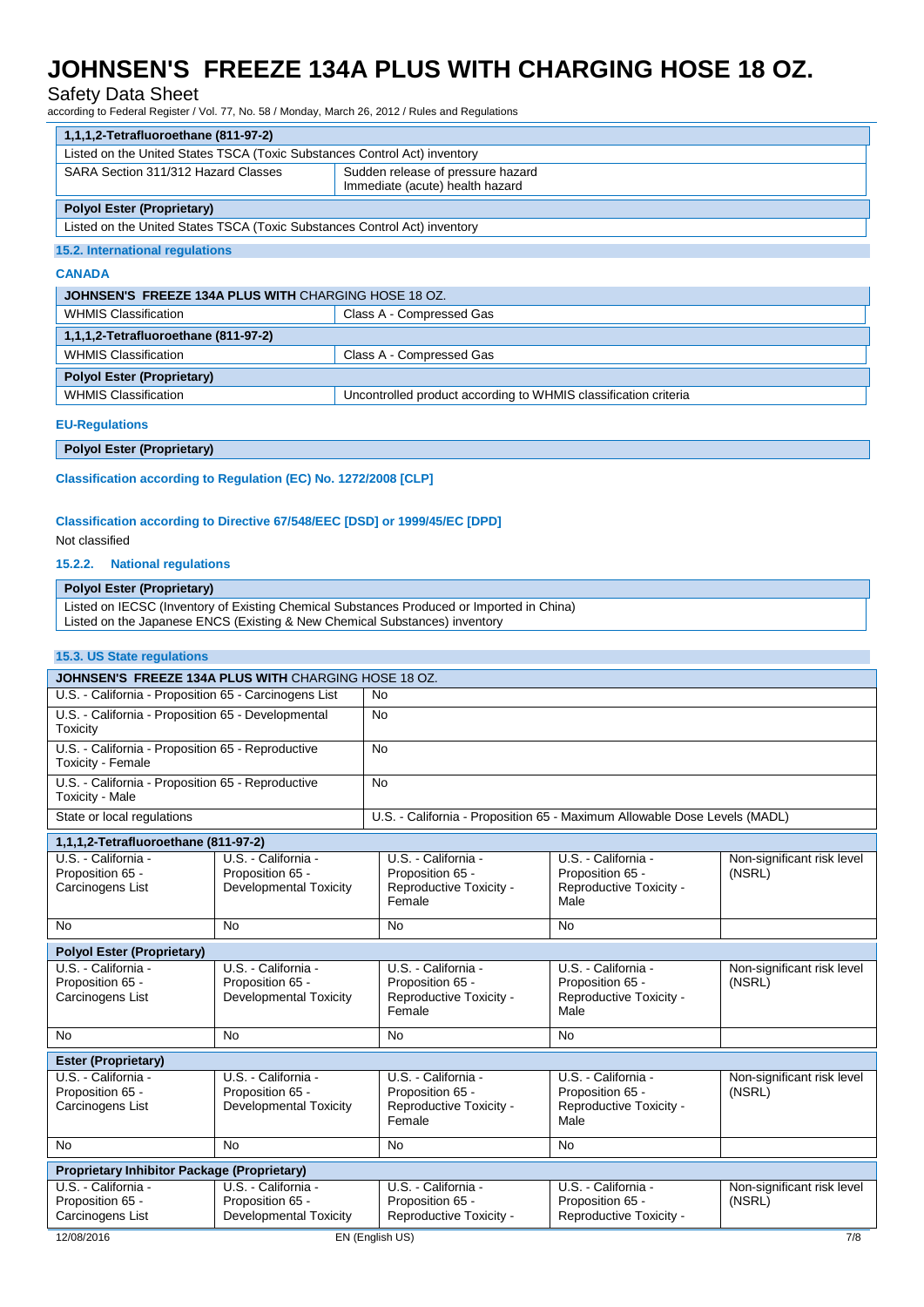| 1,1,1,2-Tetrafluoroethane (811-97-2) | |
|---|---|
| Listed on the United States TSCA (Toxic Substances Control Act) inventory | |
| SARA Section 311/312 Hazard Classes | Sudden release of pressure hazard<br>Immediate (acute) health hazard |

| Polyol Ester (Proprietary) |
|---|
| Listed on the United States TSCA (Toxic Substances Control Act) inventory |

### 15.2. International regulations

**CANADA**

| JOHNSEN'S FREEZE 134A PLUS WITH CHARGING HOSE 18 OZ. | |
|---|---|
| WHMIS Classification | Class A - Compressed Gas |

| 1,1,1,2-Tetrafluoroethane (811-97-2) | |
|---|---|
| WHMIS Classification | Class A - Compressed Gas |

| Polyol Ester (Proprietary) | |
|---|---|
| WHMIS Classification | Uncontrolled product according to WHMIS classification criteria |

**EU-Regulations**

| Polyol Ester (Proprietary) |
|---|

**Classification according to Regulation (EC) No. 1272/2008 [CLP]**

**Classification according to Directive 67/548/EEC [DSD] or 1999/45/EC [DPD]**

Not classified

### 15.2.2. National regulations

| Polyol Ester (Proprietary) |
|---|
| Listed on IECSC (Inventory of Existing Chemical Substances Produced or Imported in China)<br>Listed on the Japanese ENCS (Existing & New Chemical Substances) inventory |

### 15.3. US State regulations

| JOHNSEN'S FREEZE 134A PLUS WITH CHARGING HOSE 18 OZ. | |
|---|---|
| U.S. - California - Proposition 65 - Carcinogens List | No |
| U.S. - California - Proposition 65 - Developmental Toxicity | No |
| U.S. - California - Proposition 65 - Reproductive Toxicity - Female | No |
| U.S. - California - Proposition 65 - Reproductive Toxicity - Male | No |
| State or local regulations | U.S. - California - Proposition 65 - Maximum Allowable Dose Levels (MADL) |

| 1,1,1,2-Tetrafluoroethane (811-97-2) | | | | |
|---|---|---|---|---|
| U.S. - California - Proposition 65 - Carcinogens List | U.S. - California - Proposition 65 - Developmental Toxicity | U.S. - California - Proposition 65 - Reproductive Toxicity - Female | U.S. - California - Proposition 65 - Reproductive Toxicity - Male | Non-significant risk level (NSRL) |
| No | No | No | No | |

| Polyol Ester (Proprietary) | | | | |
|---|---|---|---|---|
| U.S. - California - Proposition 65 - Carcinogens List | U.S. - California - Proposition 65 - Developmental Toxicity | U.S. - California - Proposition 65 - Reproductive Toxicity - Female | U.S. - California - Proposition 65 - Reproductive Toxicity - Male | Non-significant risk level (NSRL) |
| No | No | No | No | |

| Ester (Proprietary) | | | | |
|---|---|---|---|---|
| U.S. - California - Proposition 65 - Carcinogens List | U.S. - California - Proposition 65 - Developmental Toxicity | U.S. - California - Proposition 65 - Reproductive Toxicity - Female | U.S. - California - Proposition 65 - Reproductive Toxicity - Male | Non-significant risk level (NSRL) |
| No | No | No | No | |

| Proprietary Inhibitor Package (Proprietary) | | | | |
|---|---|---|---|---|
| U.S. - California - Proposition 65 - Carcinogens List | U.S. - California - Proposition 65 - Developmental Toxicity | U.S. - California - Proposition 65 - Reproductive Toxicity - | U.S. - California - Proposition 65 - Reproductive Toxicity - | Non-significant risk level (NSRL) |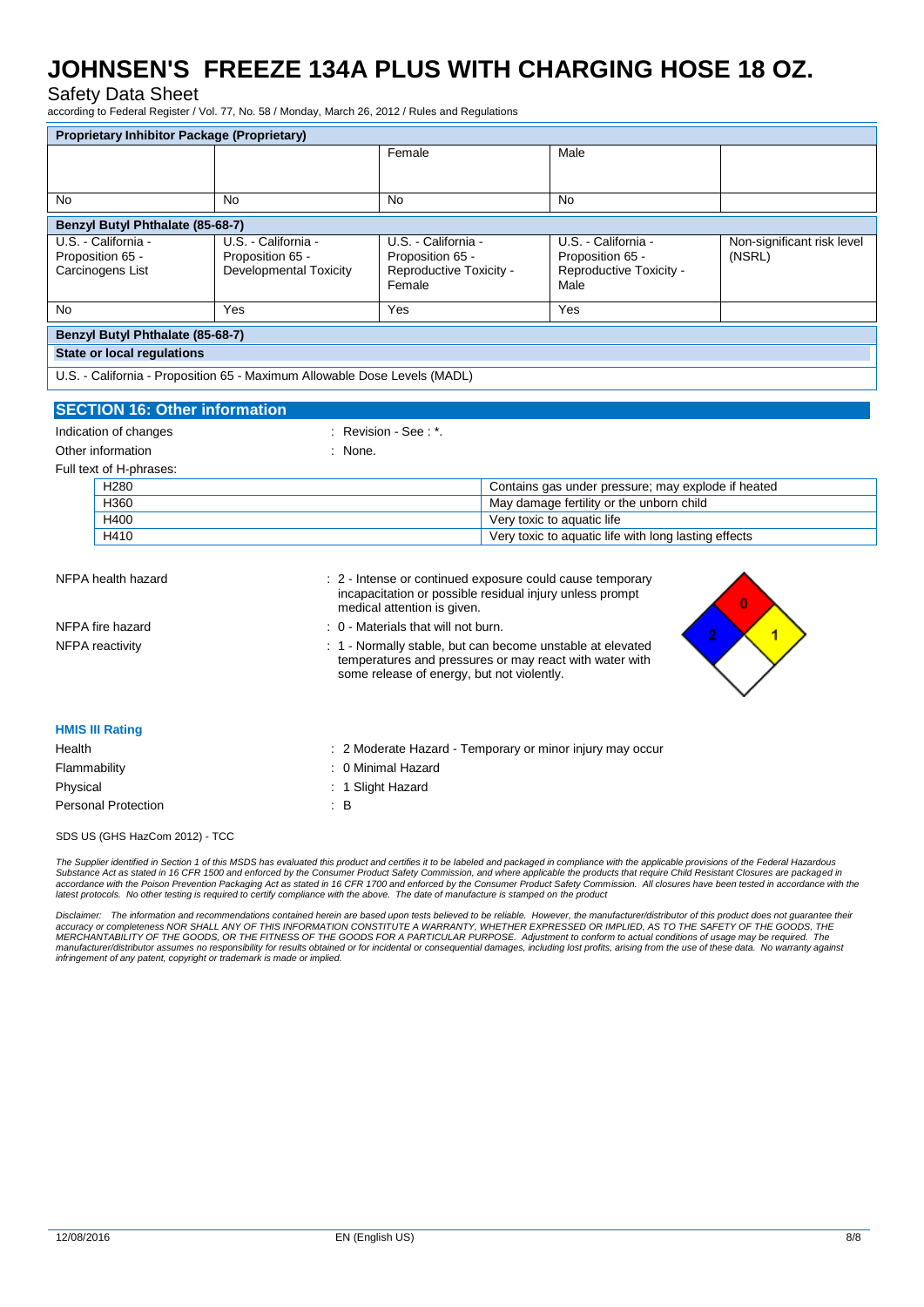| Proprietary Inhibitor Package (Proprietary) | | | | |
|---|---|---|---|---|
| | | Female | Male | |
| No | No | No | No | |

| Benzyl Butyl Phthalate (85-68-7) | | | | |
|---|---|---|---|---|
| U.S. - California - Proposition 65 - Carcinogens List | U.S. - California - Proposition 65 - Developmental Toxicity | U.S. - California - Proposition 65 - Reproductive Toxicity - Female | U.S. - California - Proposition 65 - Reproductive Toxicity - Male | Non-significant risk level (NSRL) |
| No | Yes | Yes | Yes | |

| Benzyl Butyl Phthalate (85-68-7) |
|---|
| **State or local regulations** |
| U.S. - California - Proposition 65 - Maximum Allowable Dose Levels (MADL) |

## SECTION 16: Other information

Indication of changes : Revision - See : *.

Other information : None.

Full text of H-phrases:

| | |
|---|---|
| H280 | Contains gas under pressure; may explode if heated |
| H360 | May damage fertility or the unborn child |
| H400 | Very toxic to aquatic life |
| H410 | Very toxic to aquatic life with long lasting effects |

NFPA health hazard : 2 - Intense or continued exposure could cause temporary incapacitation or possible residual injury unless prompt medical attention is given.

NFPA fire hazard : 0 - Materials that will not burn.

NFPA reactivity : 1 - Normally stable, but can become unstable at elevated temperatures and pressures or may react with water with some release of energy, but not violently.

0

2

1

### HMIS III Rating

Health : 2 Moderate Hazard - Temporary or minor injury may occur

Flammability : 0 Minimal Hazard

Physical : 1 Slight Hazard

Personal Protection : B

SDS US (GHS HazCom 2012) - TCC

*The Supplier identified in Section 1 of this MSDS has evaluated this product and certifies it to be labeled and packaged in compliance with the applicable provisions of the Federal Hazardous Substance Act as stated in 16 CFR 1500 and enforced by the Consumer Product Safety Commission, and where applicable the products that require Child Resistant Closures are packaged in accordance with the Poison Prevention Packaging Act as stated in 16 CFR 1700 and enforced by the Consumer Product Safety Commission. All closures have been tested in accordance with the latest protocols. No other testing is required to certify compliance with the above. The date of manufacture is stamped on the product*

*Disclaimer: The information and recommendations contained herein are based upon tests believed to be reliable. However, the manufacturer/distributor of this product does not guarantee their accuracy or completeness NOR SHALL ANY OF THIS INFORMATION CONSTITUTE A WARRANTY, WHETHER EXPRESSED OR IMPLIED, AS TO THE SAFETY OF THE GOODS, THE MERCHANTABILITY OF THE GOODS, OR THE FITNESS OF THE GOODS FOR A PARTICULAR PURPOSE. Adjustment to conform to actual conditions of usage may be required. The manufacturer/distributor assumes no responsibility for results obtained or for incidental or consequential damages, including lost profits, arising from the use of these data. No warranty against infringement of any patent, copyright or trademark is made or implied.*